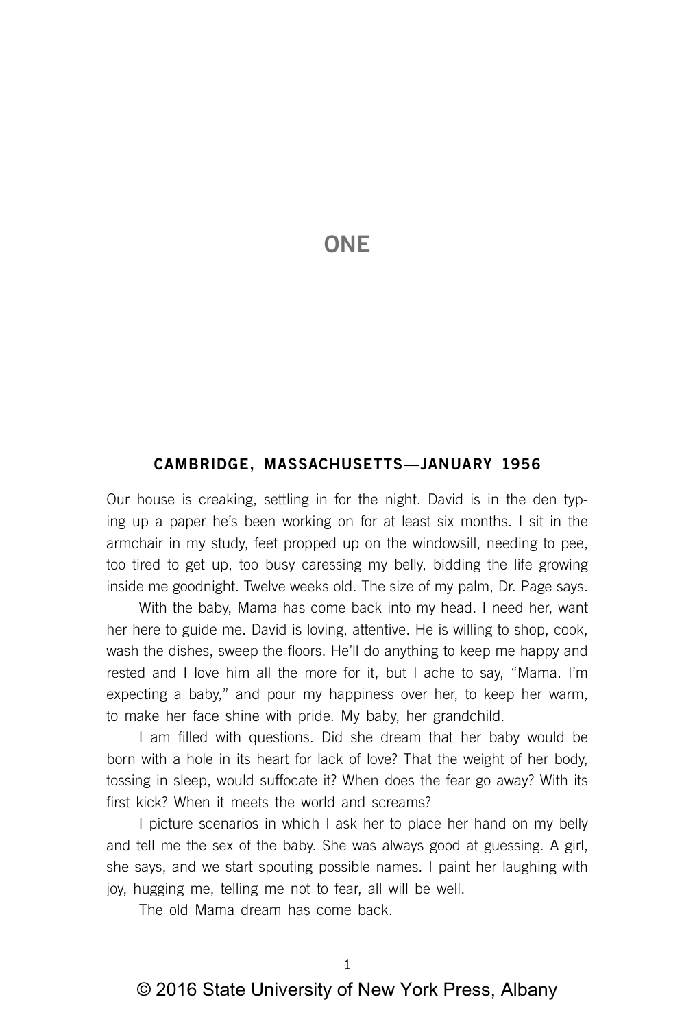# ONE

## CAMBRIDGE, MASSACHUSETTS—JANUARY 1956

Our house is creaking, settling in for the night. David is in the den typing up a paper he's been working on for at least six months. I sit in the armchair in my study, feet propped up on the windowsill, needing to pee, too tired to get up, too busy caressing my belly, bidding the life growing inside me goodnight. Twelve weeks old. The size of my palm, Dr. Page says.

With the baby, Mama has come back into my head. I need her, want her here to guide me. David is loving, attentive. He is willing to shop, cook, wash the dishes, sweep the floors. He'll do anything to keep me happy and rested and I love him all the more for it, but I ache to say, "Mama. I'm expecting a baby," and pour my happiness over her, to keep her warm, to make her face shine with pride. My baby, her grandchild.

I am filled with questions. Did she dream that her baby would be born with a hole in its heart for lack of love? That the weight of her body, tossing in sleep, would suffocate it? When does the fear go away? With its first kick? When it meets the world and screams?

I picture scenarios in which I ask her to place her hand on my belly and tell me the sex of the baby. She was always good at guessing. A girl, she says, and we start spouting possible names. I paint her laughing with joy, hugging me, telling me not to fear, all will be well.

The old Mama dream has come back.

© 2016 State University of New York Press, Albany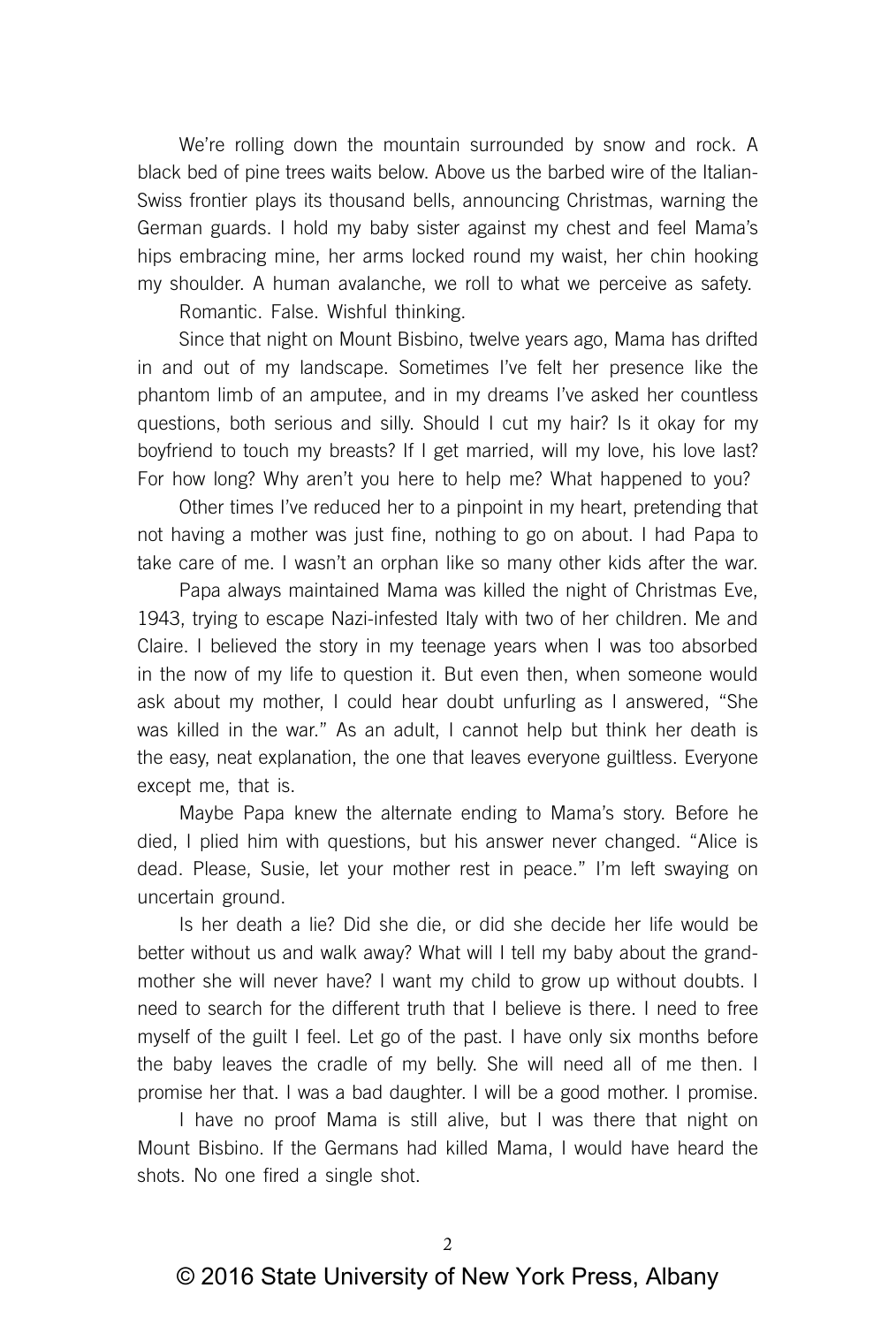We're rolling down the mountain surrounded by snow and rock. A black bed of pine trees waits below. Above us the barbed wire of the Italian-Swiss frontier plays its thousand bells, announcing Christmas, warning the German guards. I hold my baby sister against my chest and feel Mama's hips embracing mine, her arms locked round my waist, her chin hooking my shoulder. A human avalanche, we roll to what we perceive as safety.

Romantic. False. Wishful thinking.

Since that night on Mount Bisbino, twelve years ago, Mama has drifted in and out of my landscape. Sometimes I've felt her presence like the phantom limb of an amputee, and in my dreams I've asked her countless questions, both serious and silly. Should I cut my hair? Is it okay for my boyfriend to touch my breasts? If I get married, will my love, his love last? For how long? Why aren't you here to help me? What happened to you?

Other times I've reduced her to a pinpoint in my heart, pretending that not having a mother was just fine, nothing to go on about. I had Papa to take care of me. I wasn't an orphan like so many other kids after the war.

Papa always maintained Mama was killed the night of Christmas Eve, 1943, trying to escape Nazi-infested Italy with two of her children. Me and Claire. I believed the story in my teenage years when I was too absorbed in the now of my life to question it. But even then, when someone would ask about my mother, I could hear doubt unfurling as I answered, "She was killed in the war." As an adult, I cannot help but think her death is the easy, neat explanation, the one that leaves everyone guiltless. Everyone except me, that is.

Maybe Papa knew the alternate ending to Mama's story. Before he died, I plied him with questions, but his answer never changed. "Alice is dead. Please, Susie, let your mother rest in peace." I'm left swaying on uncertain ground.

Is her death a lie? Did she die, or did she decide her life would be better without us and walk away? What will I tell my baby about the grand-mother she will never have? I want my child to grow up without doubts. I need to search for the different truth that I believe is there. I need to free myself of the guilt I feel. Let go of the past. I have only six months before the baby leaves the cradle of my belly. She will need all of me then. I promise her that. I was a bad daughter. I will be a good mother. I promise.

I have no proof Mama is still alive, but I was there that night on Mount Bisbino. If the Germans had killed Mama, I would have heard the shots. No one fired a single shot.

© 2016 State University of New York Press, Albany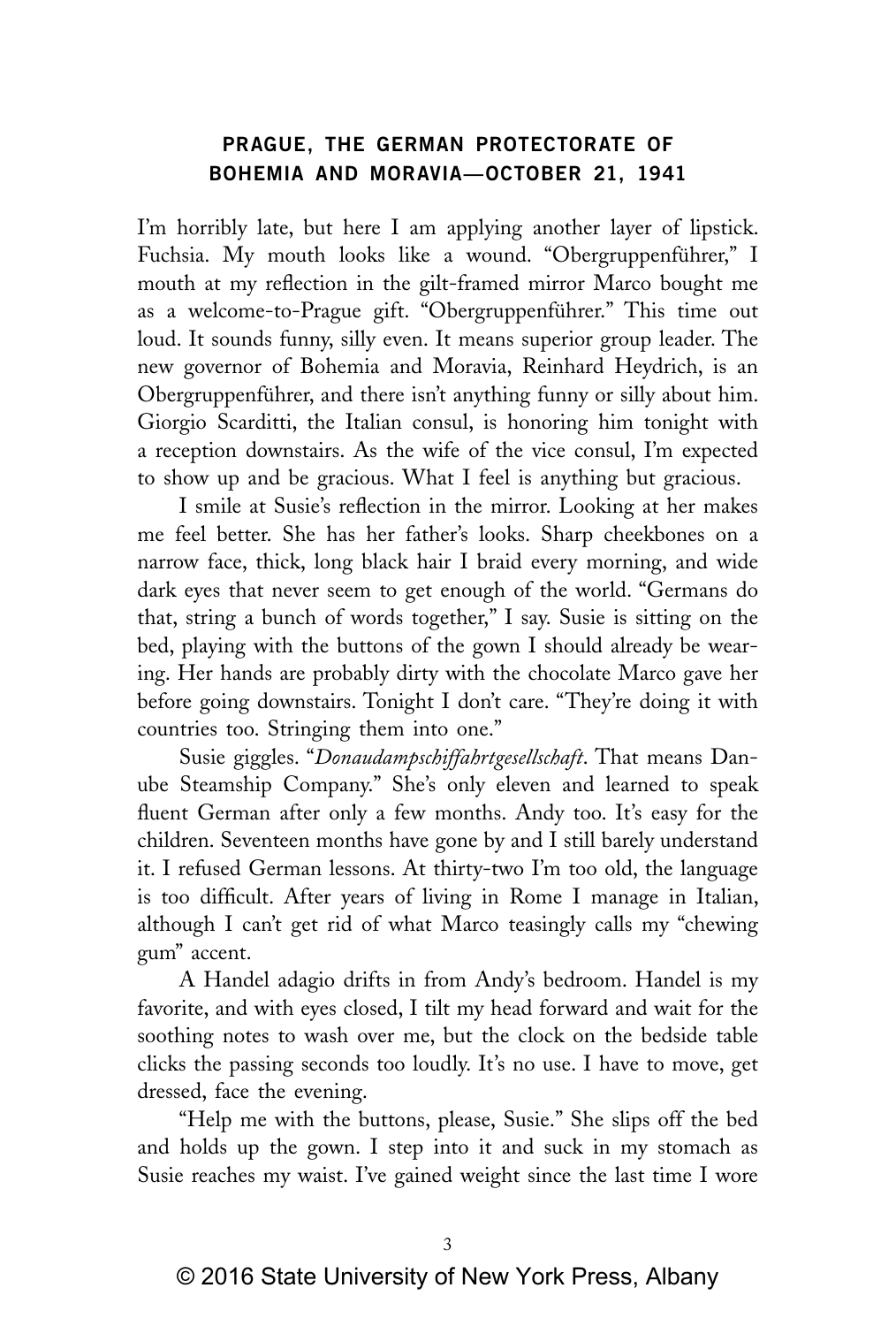### PRAGUE, THE GERMAN PROTECTORATE OF BOHEMIA AND MORAVIA—OCTOBER 21, 1941

I'm horribly late, but here I am applying another layer of lipstick. Fuchsia. My mouth looks like a wound. "Obergruppenführer," I mouth at my reflection in the gilt-framed mirror Marco bought me as a welcome-to-Prague gift. "Obergruppenführer." This time out loud. It sounds funny, silly even. It means superior group leader. The new governor of Bohemia and Moravia, Reinhard Heydrich, is an Obergruppenführer, and there isn't anything funny or silly about him. Giorgio Scarditti, the Italian consul, is honoring him tonight with a reception downstairs. As the wife of the vice consul, I'm expected to show up and be gracious. What I feel is anything but gracious.

I smile at Susie's reflection in the mirror. Looking at her makes me feel better. She has her father's looks. Sharp cheekbones on a narrow face, thick, long black hair I braid every morning, and wide dark eyes that never seem to get enough of the world. "Germans do that, string a bunch of words together," I say. Susie is sitting on the bed, playing with the buttons of the gown I should already be wearing. Her hands are probably dirty with the chocolate Marco gave her before going downstairs. Tonight I don't care. "They're doing it with countries too. Stringing them into one."

Susie giggles. "*Donaudampschiffahrtgesellschaft*. That means Danube Steamship Company." She's only eleven and learned to speak fluent German after only a few months. Andy too. It's easy for the children. Seventeen months have gone by and I still barely understand it. I refused German lessons. At thirty-two I'm too old, the language is too difficult. After years of living in Rome I manage in Italian, although I can't get rid of what Marco teasingly calls my "chewing gum" accent.

A Handel adagio drifts in from Andy's bedroom. Handel is my favorite, and with eyes closed, I tilt my head forward and wait for the soothing notes to wash over me, but the clock on the bedside table clicks the passing seconds too loudly. It's no use. I have to move, get dressed, face the evening.

"Help me with the buttons, please, Susie." She slips off the bed and holds up the gown. I step into it and suck in my stomach as Susie reaches my waist. I've gained weight since the last time I wore

© 2016 State University of New York Press, Albany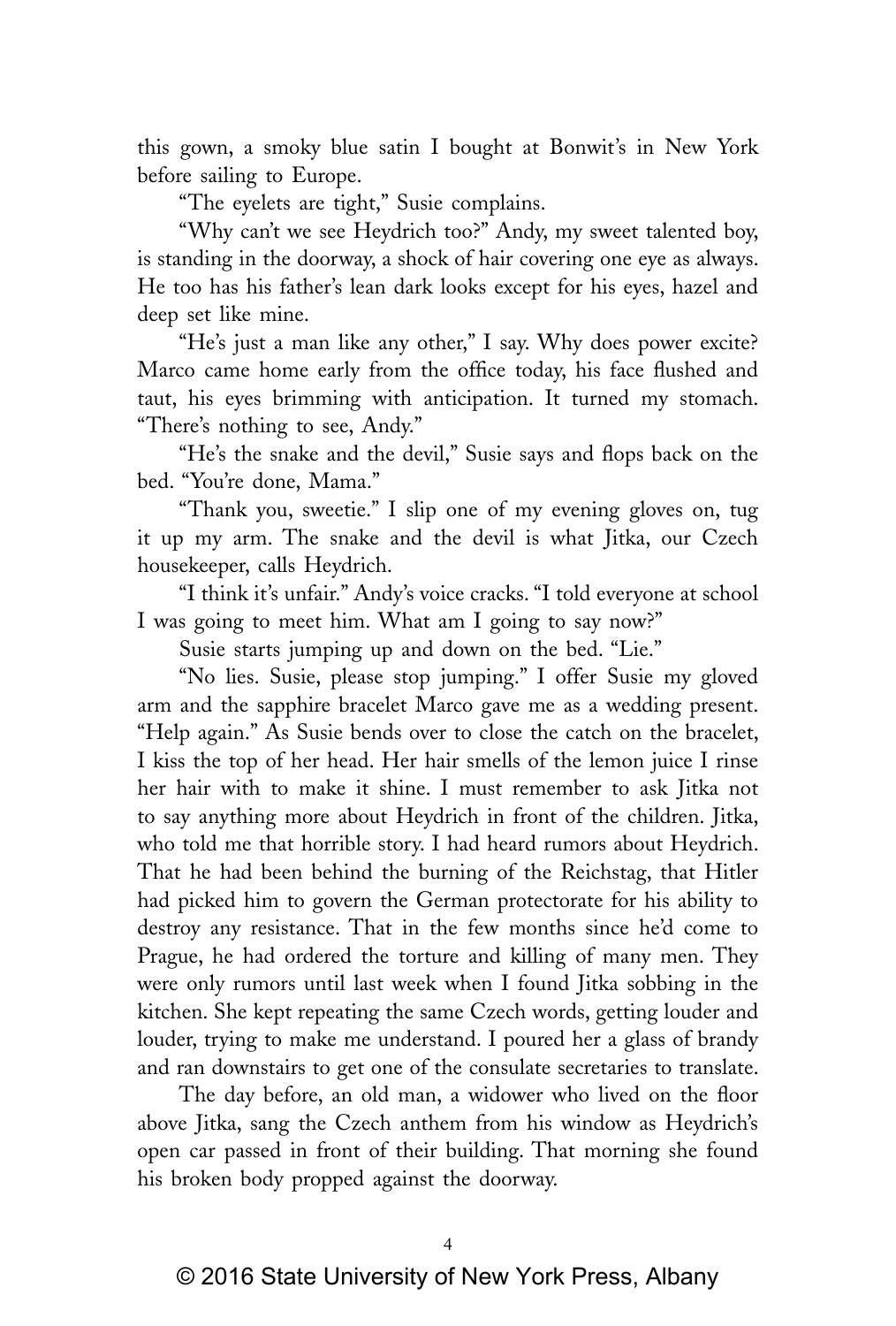this gown, a smoky blue satin I bought at Bonwit's in New York before sailing to Europe.

"The eyelets are tight," Susie complains.

"Why can't we see Heydrich too?" Andy, my sweet talented boy, is standing in the doorway, a shock of hair covering one eye as always. He too has his father's lean dark looks except for his eyes, hazel and deep set like mine.

"He's just a man like any other," I say. Why does power excite? Marco came home early from the office today, his face flushed and taut, his eyes brimming with anticipation. It turned my stomach. "There's nothing to see, Andy."

"He's the snake and the devil," Susie says and flops back on the bed. "You're done, Mama."

"Thank you, sweetie." I slip one of my evening gloves on, tug it up my arm. The snake and the devil is what Jitka, our Czech housekeeper, calls Heydrich.

"I think it's unfair." Andy's voice cracks. "I told everyone at school I was going to meet him. What am I going to say now?"

Susie starts jumping up and down on the bed. "Lie."

"No lies. Susie, please stop jumping." I offer Susie my gloved arm and the sapphire bracelet Marco gave me as a wedding present. "Help again." As Susie bends over to close the catch on the bracelet, I kiss the top of her head. Her hair smells of the lemon juice I rinse her hair with to make it shine. I must remember to ask Jitka not to say anything more about Heydrich in front of the children. Jitka, who told me that horrible story. I had heard rumors about Heydrich. That he had been behind the burning of the Reichstag, that Hitler had picked him to govern the German protectorate for his ability to destroy any resistance. That in the few months since he'd come to Prague, he had ordered the torture and killing of many men. They were only rumors until last week when I found Jitka sobbing in the kitchen. She kept repeating the same Czech words, getting louder and louder, trying to make me understand. I poured her a glass of brandy and ran downstairs to get one of the consulate secretaries to translate.

The day before, an old man, a widower who lived on the floor above Jitka, sang the Czech anthem from his window as Heydrich's open car passed in front of their building. That morning she found his broken body propped against the doorway.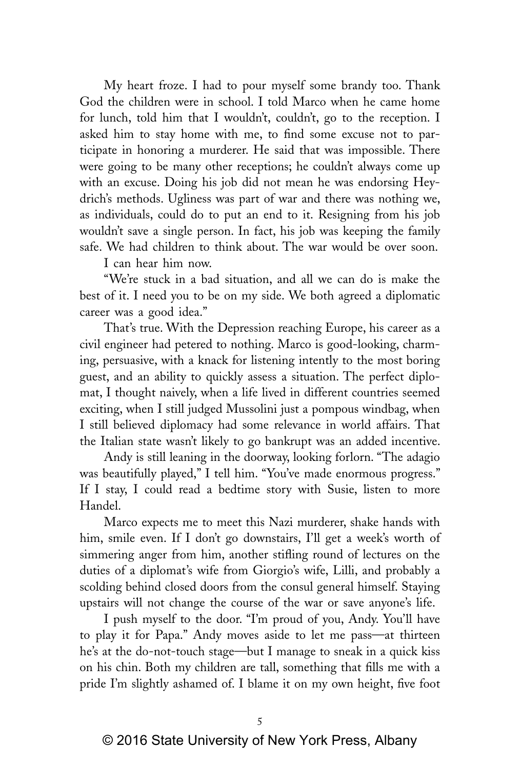My heart froze. I had to pour myself some brandy too. Thank God the children were in school. I told Marco when he came home for lunch, told him that I wouldn't, couldn't, go to the reception. I asked him to stay home with me, to find some excuse not to participate in honoring a murderer. He said that was impossible. There were going to be many other receptions; he couldn't always come up with an excuse. Doing his job did not mean he was endorsing Heydrich's methods. Ugliness was part of war and there was nothing we, as individuals, could do to put an end to it. Resigning from his job wouldn't save a single person. In fact, his job was keeping the family safe. We had children to think about. The war would be over soon.

I can hear him now.

"We're stuck in a bad situation, and all we can do is make the best of it. I need you to be on my side. We both agreed a diplomatic career was a good idea."

That's true. With the Depression reaching Europe, his career as a civil engineer had petered to nothing. Marco is good-looking, charming, persuasive, with a knack for listening intently to the most boring guest, and an ability to quickly assess a situation. The perfect diplomat, I thought naively, when a life lived in different countries seemed exciting, when I still judged Mussolini just a pompous windbag, when I still believed diplomacy had some relevance in world affairs. That the Italian state wasn't likely to go bankrupt was an added incentive.

Andy is still leaning in the doorway, looking forlorn. "The adagio was beautifully played," I tell him. "You've made enormous progress." If I stay, I could read a bedtime story with Susie, listen to more Handel.

Marco expects me to meet this Nazi murderer, shake hands with him, smile even. If I don't go downstairs, I'll get a week's worth of simmering anger from him, another stifling round of lectures on the duties of a diplomat's wife from Giorgio's wife, Lilli, and probably a scolding behind closed doors from the consul general himself. Staying upstairs will not change the course of the war or save anyone's life.

I push myself to the door. "I'm proud of you, Andy. You'll have to play it for Papa." Andy moves aside to let me pass—at thirteen he's at the do-not-touch stage—but I manage to sneak in a quick kiss on his chin. Both my children are tall, something that fills me with a pride I'm slightly ashamed of. I blame it on my own height, five foot

© 2016 State University of New York Press, Albany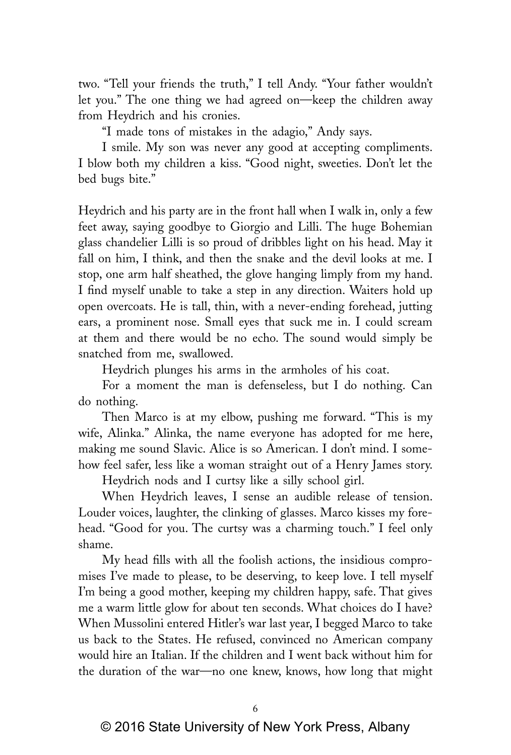two. "Tell your friends the truth," I tell Andy. "Your father wouldn't let you." The one thing we had agreed on—keep the children away from Heydrich and his cronies.

"I made tons of mistakes in the adagio," Andy says.

I smile. My son was never any good at accepting compliments. I blow both my children a kiss. "Good night, sweeties. Don't let the bed bugs bite."

Heydrich and his party are in the front hall when I walk in, only a few feet away, saying goodbye to Giorgio and Lilli. The huge Bohemian glass chandelier Lilli is so proud of dribbles light on his head. May it fall on him, I think, and then the snake and the devil looks at me. I stop, one arm half sheathed, the glove hanging limply from my hand. I find myself unable to take a step in any direction. Waiters hold up open overcoats. He is tall, thin, with a never-ending forehead, jutting ears, a prominent nose. Small eyes that suck me in. I could scream at them and there would be no echo. The sound would simply be snatched from me, swallowed.

Heydrich plunges his arms in the armholes of his coat.

For a moment the man is defenseless, but I do nothing. Can do nothing.

Then Marco is at my elbow, pushing me forward. "This is my wife, Alinka." Alinka, the name everyone has adopted for me here, making me sound Slavic. Alice is so American. I don't mind. I somehow feel safer, less like a woman straight out of a Henry James story.

Heydrich nods and I curtsy like a silly school girl.

When Heydrich leaves, I sense an audible release of tension. Louder voices, laughter, the clinking of glasses. Marco kisses my forehead. "Good for you. The curtsy was a charming touch." I feel only shame.

My head fills with all the foolish actions, the insidious compromises I've made to please, to be deserving, to keep love. I tell myself I'm being a good mother, keeping my children happy, safe. That gives me a warm little glow for about ten seconds. What choices do I have? When Mussolini entered Hitler's war last year, I begged Marco to take us back to the States. He refused, convinced no American company would hire an Italian. If the children and I went back without him for the duration of the war—no one knew, knows, how long that might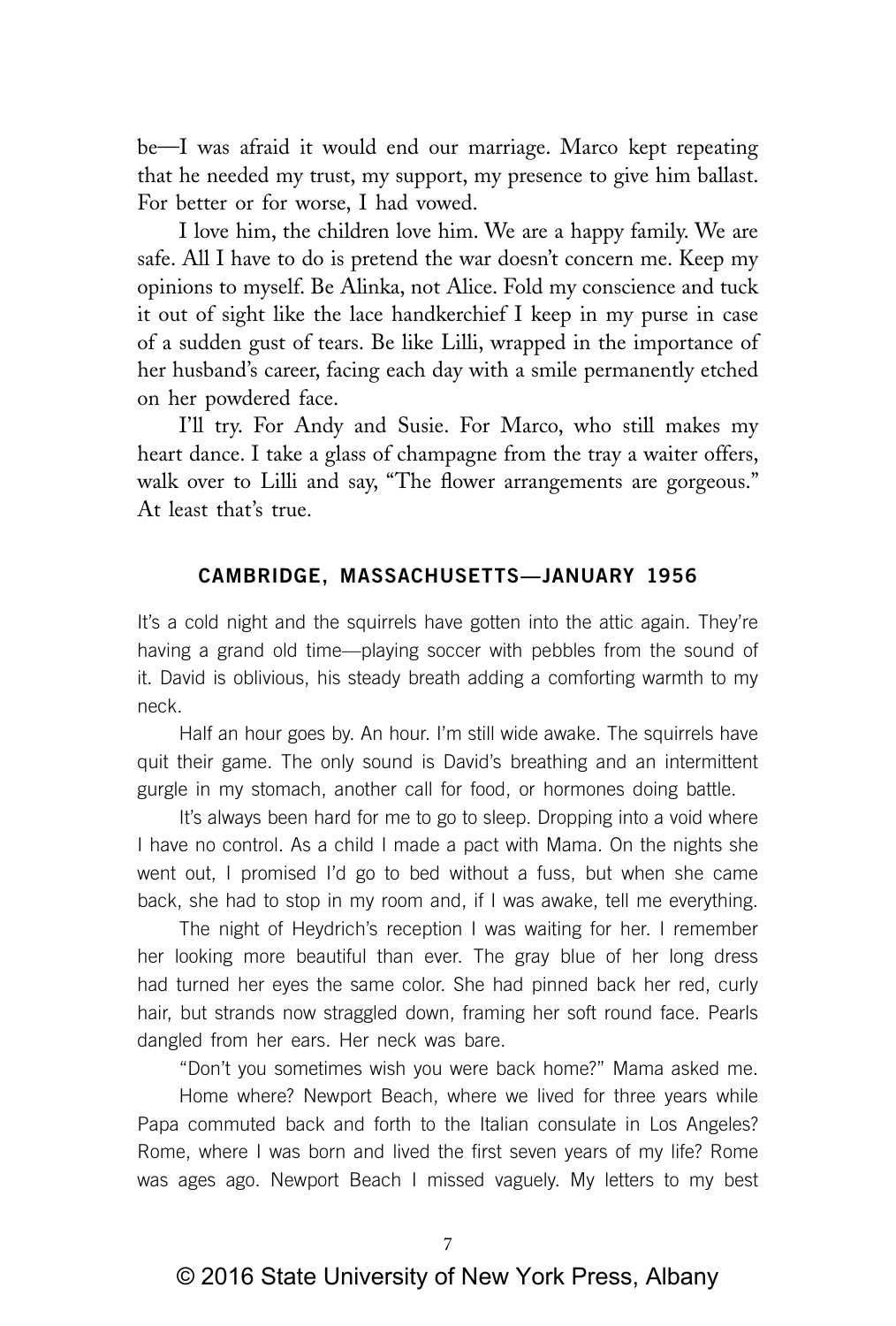be—I was afraid it would end our marriage. Marco kept repeating that he needed my trust, my support, my presence to give him ballast. For better or for worse, I had vowed.

I love him, the children love him. We are a happy family. We are safe. All I have to do is pretend the war doesn't concern me. Keep my opinions to myself. Be Alinka, not Alice. Fold my conscience and tuck it out of sight like the lace handkerchief I keep in my purse in case of a sudden gust of tears. Be like Lilli, wrapped in the importance of her husband's career, facing each day with a smile permanently etched on her powdered face.

I'll try. For Andy and Susie. For Marco, who still makes my heart dance. I take a glass of champagne from the tray a waiter offers, walk over to Lilli and say, "The flower arrangements are gorgeous." At least that's true.

### CAMBRIDGE, MASSACHUSETTS—JANUARY 1956

It's a cold night and the squirrels have gotten into the attic again. They're having a grand old time—playing soccer with pebbles from the sound of it. David is oblivious, his steady breath adding a comforting warmth to my neck.

Half an hour goes by. An hour. I'm still wide awake. The squirrels have quit their game. The only sound is David's breathing and an intermittent gurgle in my stomach, another call for food, or hormones doing battle.

It's always been hard for me to go to sleep. Dropping into a void where I have no control. As a child I made a pact with Mama. On the nights she went out, I promised I'd go to bed without a fuss, but when she came back, she had to stop in my room and, if I was awake, tell me everything.

The night of Heydrich's reception I was waiting for her. I remember her looking more beautiful than ever. The gray blue of her long dress had turned her eyes the same color. She had pinned back her red, curly hair, but strands now straggled down, framing her soft round face. Pearls dangled from her ears. Her neck was bare.

"Don't you sometimes wish you were back home?" Mama asked me.

Home where? Newport Beach, where we lived for three years while Papa commuted back and forth to the Italian consulate in Los Angeles? Rome, where I was born and lived the first seven years of my life? Rome was ages ago. Newport Beach I missed vaguely. My letters to my best

© 2016 State University of New York Press, Albany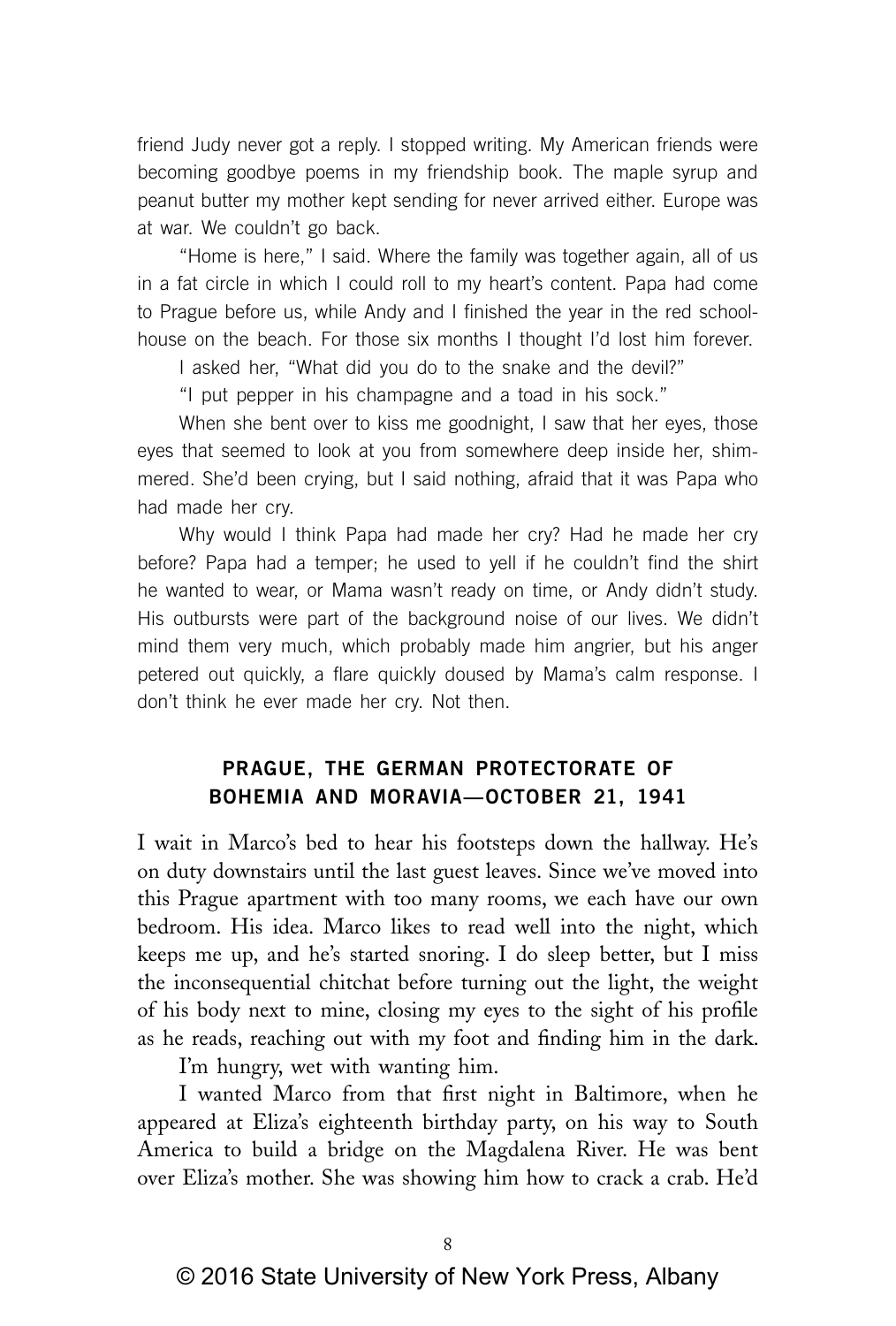friend Judy never got a reply. I stopped writing. My American friends were becoming goodbye poems in my friendship book. The maple syrup and peanut butter my mother kept sending for never arrived either. Europe was at war. We couldn't go back.

"Home is here," I said. Where the family was together again, all of us in a fat circle in which I could roll to my heart's content. Papa had come to Prague before us, while Andy and I finished the year in the red schoolhouse on the beach. For those six months I thought I'd lost him forever.

I asked her, "What did you do to the snake and the devil?"

"I put pepper in his champagne and a toad in his sock."

When she bent over to kiss me goodnight, I saw that her eyes, those eyes that seemed to look at you from somewhere deep inside her, shimmered. She'd been crying, but I said nothing, afraid that it was Papa who had made her cry.

Why would I think Papa had made her cry? Had he made her cry before? Papa had a temper; he used to yell if he couldn't find the shirt he wanted to wear, or Mama wasn't ready on time, or Andy didn't study. His outbursts were part of the background noise of our lives. We didn't mind them very much, which probably made him angrier, but his anger petered out quickly, a flare quickly doused by Mama's calm response. I don't think he ever made her cry. Not then.

## PRAGUE, THE GERMAN PROTECTORATE OF BOHEMIA AND MORAVIA—OCTOBER 21, 1941

I wait in Marco's bed to hear his footsteps down the hallway. He's on duty downstairs until the last guest leaves. Since we've moved into this Prague apartment with too many rooms, we each have our own bedroom. His idea. Marco likes to read well into the night, which keeps me up, and he's started snoring. I do sleep better, but I miss the inconsequential chitchat before turning out the light, the weight of his body next to mine, closing my eyes to the sight of his profile as he reads, reaching out with my foot and finding him in the dark.

I'm hungry, wet with wanting him.

I wanted Marco from that first night in Baltimore, when he appeared at Eliza's eighteenth birthday party, on his way to South America to build a bridge on the Magdalena River. He was bent over Eliza's mother. She was showing him how to crack a crab. He'd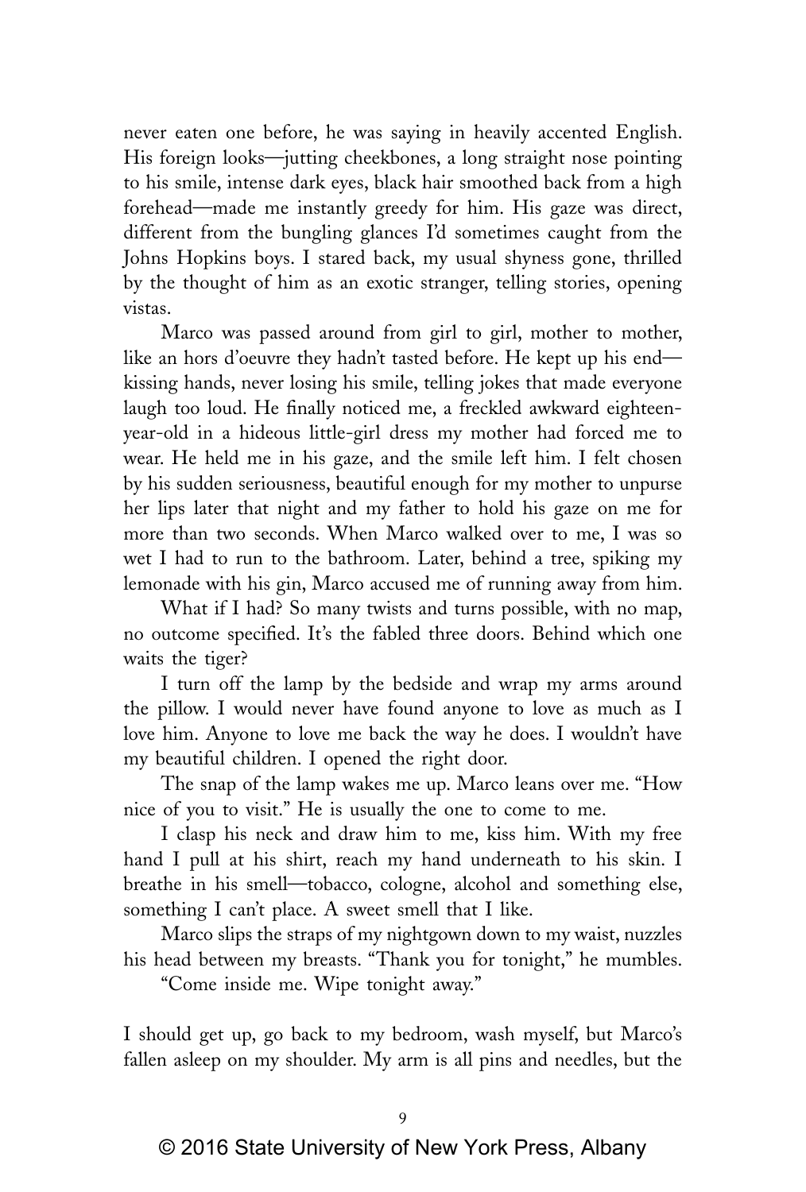never eaten one before, he was saying in heavily accented English. His foreign looks—jutting cheekbones, a long straight nose pointing to his smile, intense dark eyes, black hair smoothed back from a high forehead—made me instantly greedy for him. His gaze was direct, different from the bungling glances I'd sometimes caught from the Johns Hopkins boys. I stared back, my usual shyness gone, thrilled by the thought of him as an exotic stranger, telling stories, opening vistas.

Marco was passed around from girl to girl, mother to mother, like an hors d'oeuvre they hadn't tasted before. He kept up his end—kissing hands, never losing his smile, telling jokes that made everyone laugh too loud. He finally noticed me, a freckled awkward eighteen-year-old in a hideous little-girl dress my mother had forced me to wear. He held me in his gaze, and the smile left him. I felt chosen by his sudden seriousness, beautiful enough for my mother to unpurse her lips later that night and my father to hold his gaze on me for more than two seconds. When Marco walked over to me, I was so wet I had to run to the bathroom. Later, behind a tree, spiking my lemonade with his gin, Marco accused me of running away from him.

What if I had? So many twists and turns possible, with no map, no outcome specified. It's the fabled three doors. Behind which one waits the tiger?

I turn off the lamp by the bedside and wrap my arms around the pillow. I would never have found anyone to love as much as I love him. Anyone to love me back the way he does. I wouldn't have my beautiful children. I opened the right door.

The snap of the lamp wakes me up. Marco leans over me. "How nice of you to visit." He is usually the one to come to me.

I clasp his neck and draw him to me, kiss him. With my free hand I pull at his shirt, reach my hand underneath to his skin. I breathe in his smell—tobacco, cologne, alcohol and something else, something I can't place. A sweet smell that I like.

Marco slips the straps of my nightgown down to my waist, nuzzles his head between my breasts. "Thank you for tonight," he mumbles.

"Come inside me. Wipe tonight away."

I should get up, go back to my bedroom, wash myself, but Marco's fallen asleep on my shoulder. My arm is all pins and needles, but the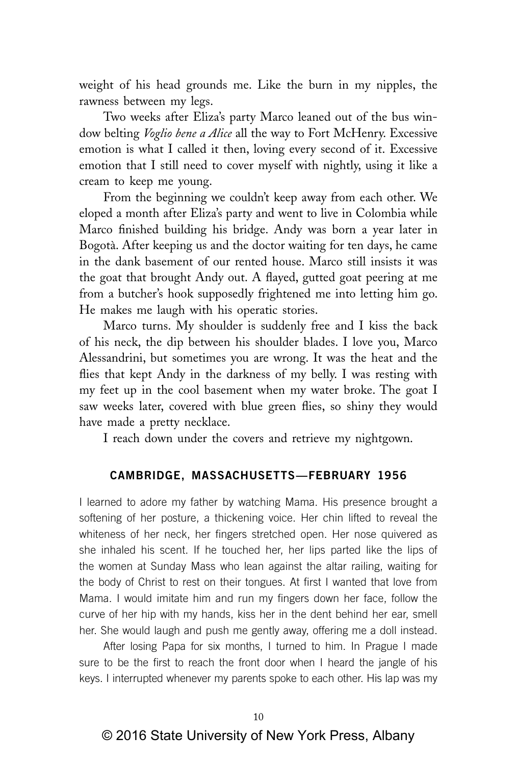weight of his head grounds me. Like the burn in my nipples, the rawness between my legs.

Two weeks after Eliza's party Marco leaned out of the bus window belting *Voglio bene a Alice* all the way to Fort McHenry. Excessive emotion is what I called it then, loving every second of it. Excessive emotion that I still need to cover myself with nightly, using it like a cream to keep me young.

From the beginning we couldn't keep away from each other. We eloped a month after Eliza's party and went to live in Colombia while Marco finished building his bridge. Andy was born a year later in Bogotà. After keeping us and the doctor waiting for ten days, he came in the dank basement of our rented house. Marco still insists it was the goat that brought Andy out. A flayed, gutted goat peering at me from a butcher's hook supposedly frightened me into letting him go. He makes me laugh with his operatic stories.

Marco turns. My shoulder is suddenly free and I kiss the back of his neck, the dip between his shoulder blades. I love you, Marco Alessandrini, but sometimes you are wrong. It was the heat and the flies that kept Andy in the darkness of my belly. I was resting with my feet up in the cool basement when my water broke. The goat I saw weeks later, covered with blue green flies, so shiny they would have made a pretty necklace.

I reach down under the covers and retrieve my nightgown.

## CAMBRIDGE, MASSACHUSETTS—FEBRUARY 1956

I learned to adore my father by watching Mama. His presence brought a softening of her posture, a thickening voice. Her chin lifted to reveal the whiteness of her neck, her fingers stretched open. Her nose quivered as she inhaled his scent. If he touched her, her lips parted like the lips of the women at Sunday Mass who lean against the altar railing, waiting for the body of Christ to rest on their tongues. At first I wanted that love from Mama. I would imitate him and run my fingers down her face, follow the curve of her hip with my hands, kiss her in the dent behind her ear, smell her. She would laugh and push me gently away, offering me a doll instead.

After losing Papa for six months, I turned to him. In Prague I made sure to be the first to reach the front door when I heard the jangle of his keys. I interrupted whenever my parents spoke to each other. His lap was my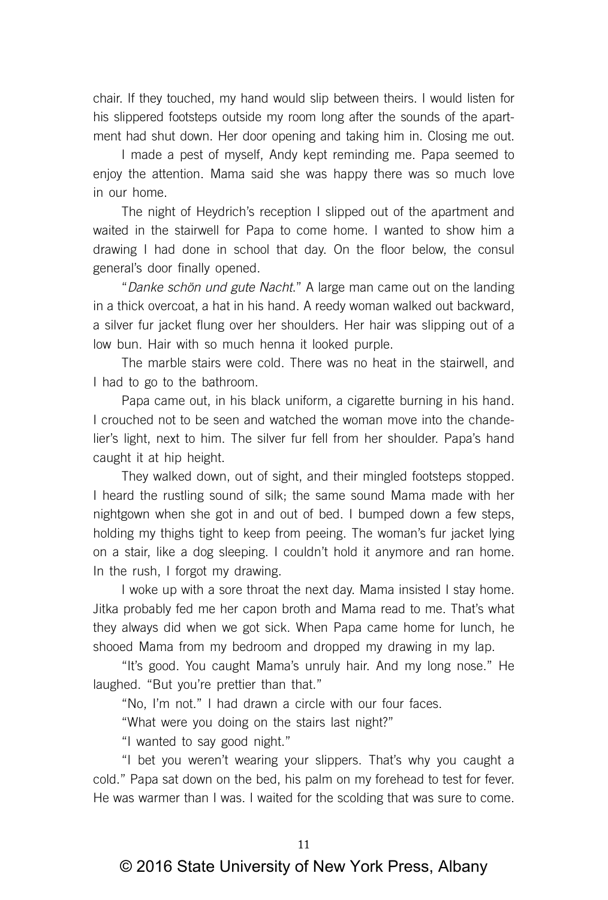chair. If they touched, my hand would slip between theirs. I would listen for his slippered footsteps outside my room long after the sounds of the apartment had shut down. Her door opening and taking him in. Closing me out.

I made a pest of myself, Andy kept reminding me. Papa seemed to enjoy the attention. Mama said she was happy there was so much love in our home.

The night of Heydrich's reception I slipped out of the apartment and waited in the stairwell for Papa to come home. I wanted to show him a drawing I had done in school that day. On the floor below, the consul general's door finally opened.

"*Danke schön und gute Nacht*." A large man came out on the landing in a thick overcoat, a hat in his hand. A reedy woman walked out backward, a silver fur jacket flung over her shoulders. Her hair was slipping out of a low bun. Hair with so much henna it looked purple.

The marble stairs were cold. There was no heat in the stairwell, and I had to go to the bathroom.

Papa came out, in his black uniform, a cigarette burning in his hand. I crouched not to be seen and watched the woman move into the chandelier's light, next to him. The silver fur fell from her shoulder. Papa's hand caught it at hip height.

They walked down, out of sight, and their mingled footsteps stopped. I heard the rustling sound of silk; the same sound Mama made with her nightgown when she got in and out of bed. I bumped down a few steps, holding my thighs tight to keep from peeing. The woman's fur jacket lying on a stair, like a dog sleeping. I couldn't hold it anymore and ran home. In the rush, I forgot my drawing.

I woke up with a sore throat the next day. Mama insisted I stay home. Jitka probably fed me her capon broth and Mama read to me. That's what they always did when we got sick. When Papa came home for lunch, he shooed Mama from my bedroom and dropped my drawing in my lap.

"It's good. You caught Mama's unruly hair. And my long nose." He laughed. "But you're prettier than that."

"No, I'm not." I had drawn a circle with our four faces.

"What were you doing on the stairs last night?"

"I wanted to say good night."

"I bet you weren't wearing your slippers. That's why you caught a cold." Papa sat down on the bed, his palm on my forehead to test for fever. He was warmer than I was. I waited for the scolding that was sure to come.

© 2016 State University of New York Press, Albany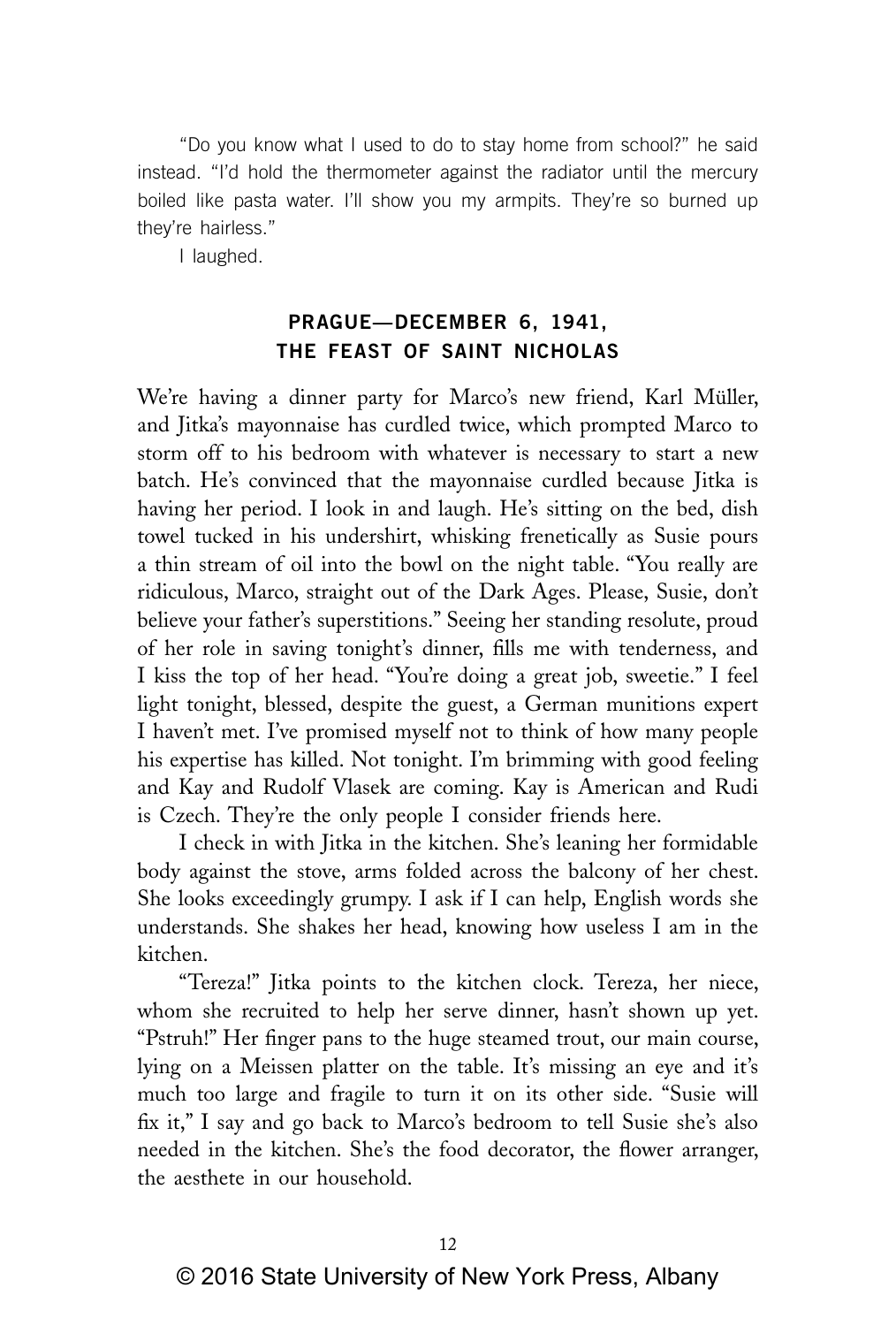"Do you know what I used to do to stay home from school?" he said instead. "I'd hold the thermometer against the radiator until the mercury boiled like pasta water. I'll show you my armpits. They're so burned up they're hairless."

I laughed.

### PRAGUE—DECEMBER 6, 1941, THE FEAST OF SAINT NICHOLAS

We're having a dinner party for Marco's new friend, Karl Müller, and Jitka's mayonnaise has curdled twice, which prompted Marco to storm off to his bedroom with whatever is necessary to start a new batch. He's convinced that the mayonnaise curdled because Jitka is having her period. I look in and laugh. He's sitting on the bed, dish towel tucked in his undershirt, whisking frenetically as Susie pours a thin stream of oil into the bowl on the night table. "You really are ridiculous, Marco, straight out of the Dark Ages. Please, Susie, don't believe your father's superstitions." Seeing her standing resolute, proud of her role in saving tonight's dinner, fills me with tenderness, and I kiss the top of her head. "You're doing a great job, sweetie." I feel light tonight, blessed, despite the guest, a German munitions expert I haven't met. I've promised myself not to think of how many people his expertise has killed. Not tonight. I'm brimming with good feeling and Kay and Rudolf Vlasek are coming. Kay is American and Rudi is Czech. They're the only people I consider friends here.

I check in with Jitka in the kitchen. She's leaning her formidable body against the stove, arms folded across the balcony of her chest. She looks exceedingly grumpy. I ask if I can help, English words she understands. She shakes her head, knowing how useless I am in the kitchen.

"Tereza!" Jitka points to the kitchen clock. Tereza, her niece, whom she recruited to help her serve dinner, hasn't shown up yet. "Pstruh!" Her finger pans to the huge steamed trout, our main course, lying on a Meissen platter on the table. It's missing an eye and it's much too large and fragile to turn it on its other side. "Susie will fix it," I say and go back to Marco's bedroom to tell Susie she's also needed in the kitchen. She's the food decorator, the flower arranger, the aesthete in our household.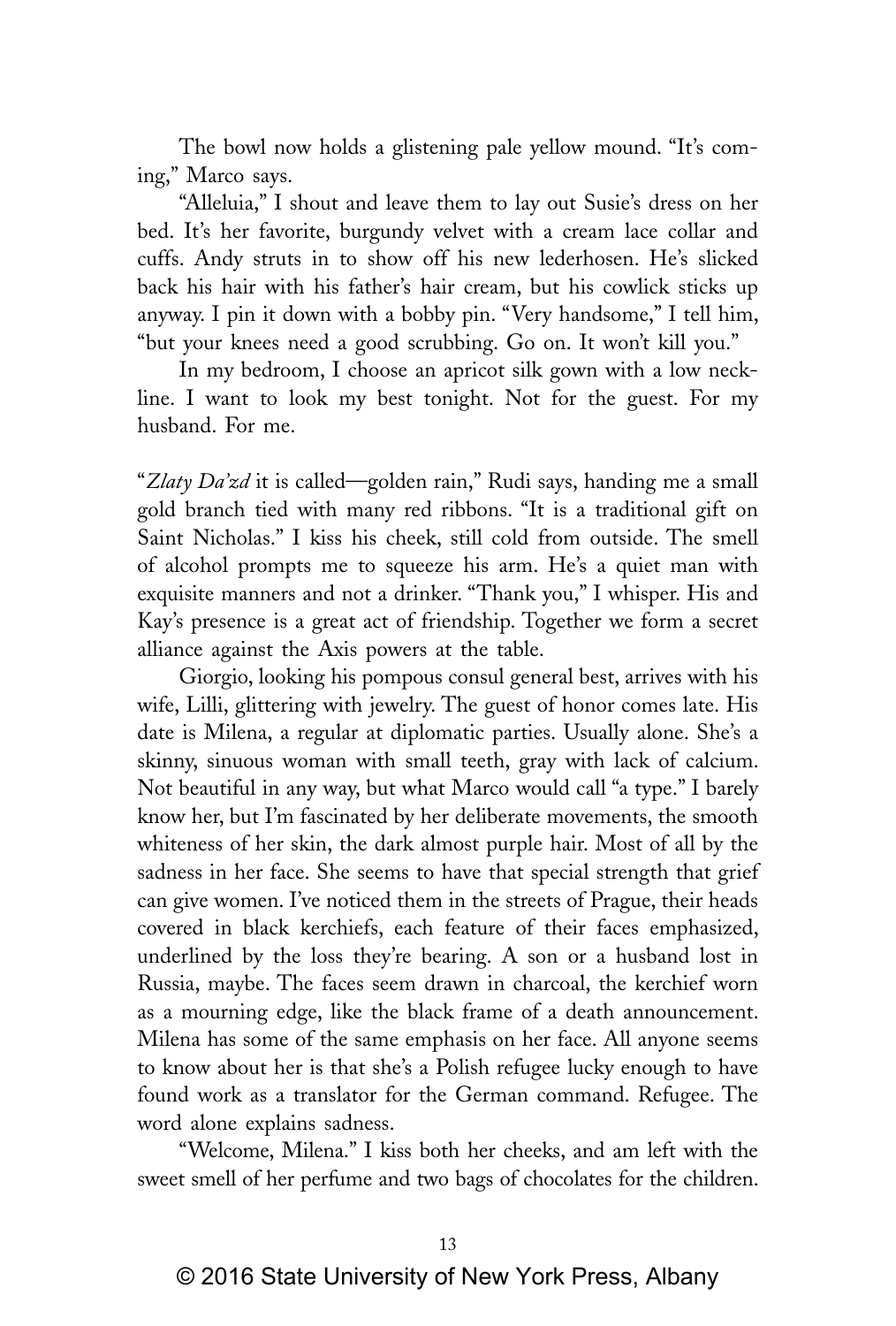The bowl now holds a glistening pale yellow mound. "It's coming," Marco says.

"Alleluia," I shout and leave them to lay out Susie's dress on her bed. It's her favorite, burgundy velvet with a cream lace collar and cuffs. Andy struts in to show off his new lederhosen. He's slicked back his hair with his father's hair cream, but his cowlick sticks up anyway. I pin it down with a bobby pin. "Very handsome," I tell him, "but your knees need a good scrubbing. Go on. It won't kill you."

In my bedroom, I choose an apricot silk gown with a low neckline. I want to look my best tonight. Not for the guest. For my husband. For me.

"*Zlaty Da'zd* it is called—golden rain," Rudi says, handing me a small gold branch tied with many red ribbons. "It is a traditional gift on Saint Nicholas." I kiss his cheek, still cold from outside. The smell of alcohol prompts me to squeeze his arm. He's a quiet man with exquisite manners and not a drinker. "Thank you," I whisper. His and Kay's presence is a great act of friendship. Together we form a secret alliance against the Axis powers at the table.

Giorgio, looking his pompous consul general best, arrives with his wife, Lilli, glittering with jewelry. The guest of honor comes late. His date is Milena, a regular at diplomatic parties. Usually alone. She's a skinny, sinuous woman with small teeth, gray with lack of calcium. Not beautiful in any way, but what Marco would call "a type." I barely know her, but I'm fascinated by her deliberate movements, the smooth whiteness of her skin, the dark almost purple hair. Most of all by the sadness in her face. She seems to have that special strength that grief can give women. I've noticed them in the streets of Prague, their heads covered in black kerchiefs, each feature of their faces emphasized, underlined by the loss they're bearing. A son or a husband lost in Russia, maybe. The faces seem drawn in charcoal, the kerchief worn as a mourning edge, like the black frame of a death announcement. Milena has some of the same emphasis on her face. All anyone seems to know about her is that she's a Polish refugee lucky enough to have found work as a translator for the German command. Refugee. The word alone explains sadness.

"Welcome, Milena." I kiss both her cheeks, and am left with the sweet smell of her perfume and two bags of chocolates for the children.

© 2016 State University of New York Press, Albany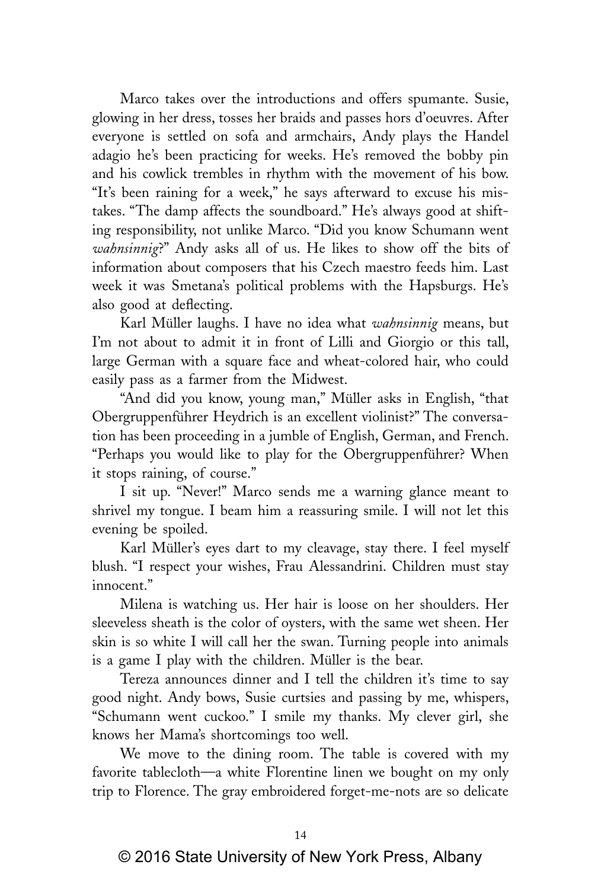Marco takes over the introductions and offers spumante. Susie, glowing in her dress, tosses her braids and passes hors d'oeuvres. After everyone is settled on sofa and armchairs, Andy plays the Handel adagio he's been practicing for weeks. He's removed the bobby pin and his cowlick trembles in rhythm with the movement of his bow. "It's been raining for a week," he says afterward to excuse his mistakes. "The damp affects the soundboard." He's always good at shifting responsibility, not unlike Marco. "Did you know Schumann went *wahnsinnig*?" Andy asks all of us. He likes to show off the bits of information about composers that his Czech maestro feeds him. Last week it was Smetana's political problems with the Hapsburgs. He's also good at deflecting.

Karl Müller laughs. I have no idea what *wahnsinnig* means, but I'm not about to admit it in front of Lilli and Giorgio or this tall, large German with a square face and wheat-colored hair, who could easily pass as a farmer from the Midwest.

"And did you know, young man," Müller asks in English, "that Obergruppenführer Heydrich is an excellent violinist?" The conversation has been proceeding in a jumble of English, German, and French. "Perhaps you would like to play for the Obergruppenführer? When it stops raining, of course."

I sit up. "Never!" Marco sends me a warning glance meant to shrivel my tongue. I beam him a reassuring smile. I will not let this evening be spoiled.

Karl Müller's eyes dart to my cleavage, stay there. I feel myself blush. "I respect your wishes, Frau Alessandrini. Children must stay innocent."

Milena is watching us. Her hair is loose on her shoulders. Her sleeveless sheath is the color of oysters, with the same wet sheen. Her skin is so white I will call her the swan. Turning people into animals is a game I play with the children. Müller is the bear.

Tereza announces dinner and I tell the children it's time to say good night. Andy bows, Susie curtsies and passing by me, whispers, "Schumann went cuckoo." I smile my thanks. My clever girl, she knows her Mama's shortcomings too well.

We move to the dining room. The table is covered with my favorite tablecloth—a white Florentine linen we bought on my only trip to Florence. The gray embroidered forget-me-nots are so delicate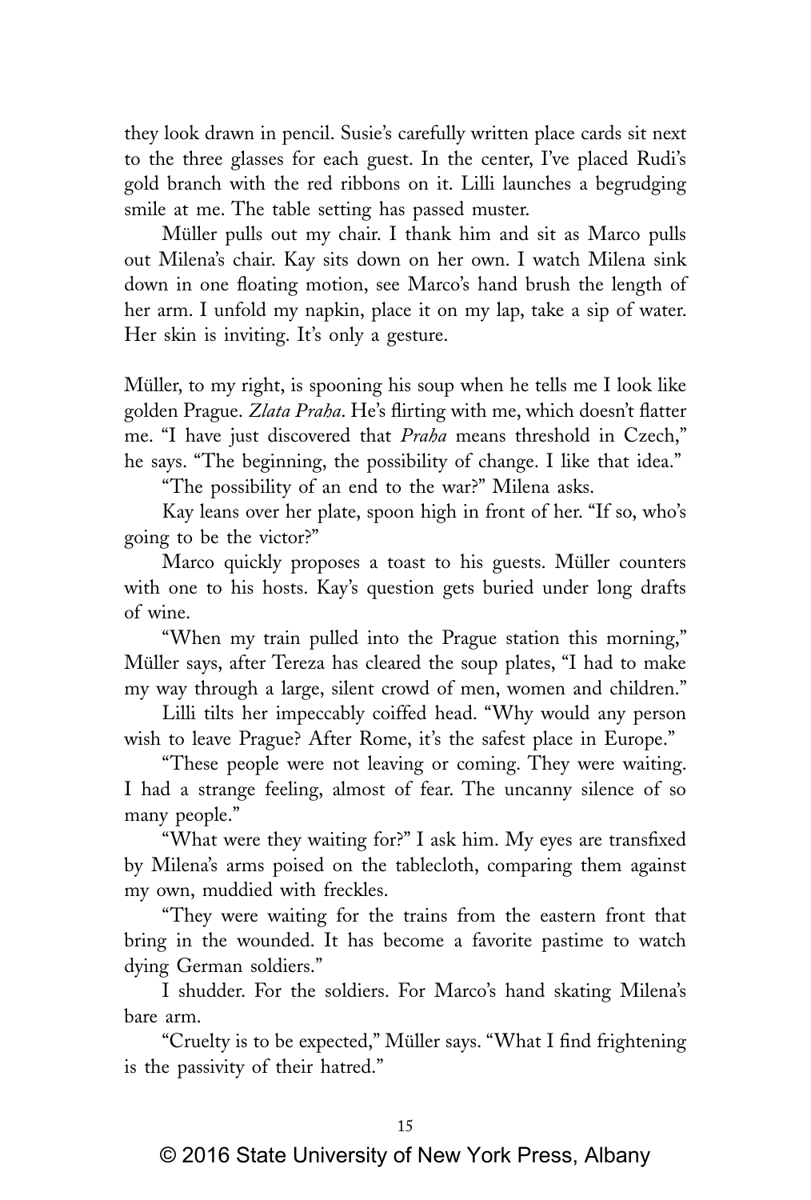they look drawn in pencil. Susie's carefully written place cards sit next to the three glasses for each guest. In the center, I've placed Rudi's gold branch with the red ribbons on it. Lilli launches a begrudging smile at me. The table setting has passed muster.

Müller pulls out my chair. I thank him and sit as Marco pulls out Milena's chair. Kay sits down on her own. I watch Milena sink down in one floating motion, see Marco's hand brush the length of her arm. I unfold my napkin, place it on my lap, take a sip of water. Her skin is inviting. It's only a gesture.

Müller, to my right, is spooning his soup when he tells me I look like golden Prague. *Zlata Praha*. He's flirting with me, which doesn't flatter me. "I have just discovered that *Praha* means threshold in Czech," he says. "The beginning, the possibility of change. I like that idea."

"The possibility of an end to the war?" Milena asks.

Kay leans over her plate, spoon high in front of her. "If so, who's going to be the victor?"

Marco quickly proposes a toast to his guests. Müller counters with one to his hosts. Kay's question gets buried under long drafts of wine.

"When my train pulled into the Prague station this morning," Müller says, after Tereza has cleared the soup plates, "I had to make my way through a large, silent crowd of men, women and children."

Lilli tilts her impeccably coiffed head. "Why would any person wish to leave Prague? After Rome, it's the safest place in Europe."

"These people were not leaving or coming. They were waiting. I had a strange feeling, almost of fear. The uncanny silence of so many people."

"What were they waiting for?" I ask him. My eyes are transfixed by Milena's arms poised on the tablecloth, comparing them against my own, muddied with freckles.

"They were waiting for the trains from the eastern front that bring in the wounded. It has become a favorite pastime to watch dying German soldiers."

I shudder. For the soldiers. For Marco's hand skating Milena's bare arm.

"Cruelty is to be expected," Müller says. "What I find frightening is the passivity of their hatred."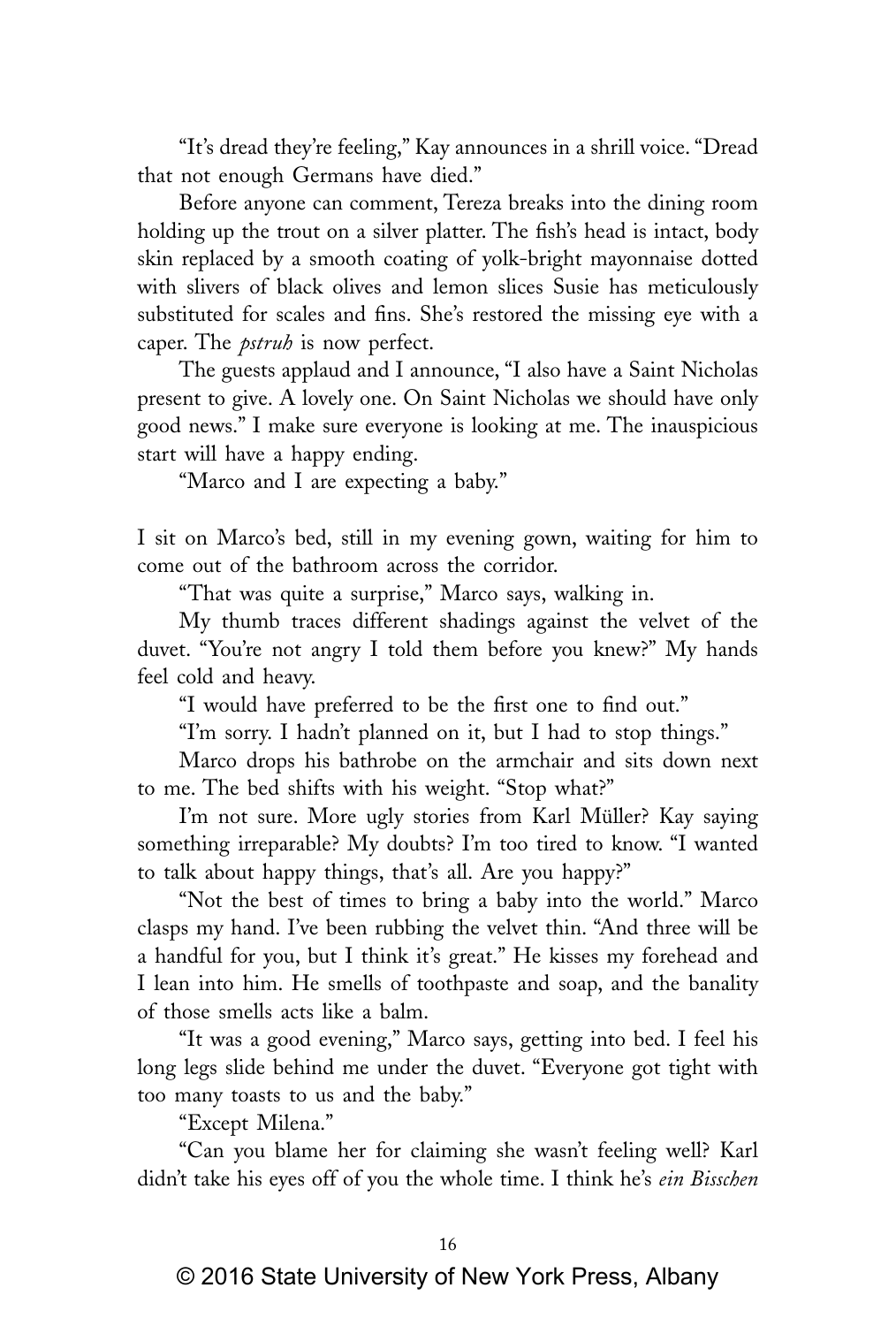"It's dread they're feeling," Kay announces in a shrill voice. "Dread that not enough Germans have died."

Before anyone can comment, Tereza breaks into the dining room holding up the trout on a silver platter. The fish's head is intact, body skin replaced by a smooth coating of yolk-bright mayonnaise dotted with slivers of black olives and lemon slices Susie has meticulously substituted for scales and fins. She's restored the missing eye with a caper. The *pstruh* is now perfect.

The guests applaud and I announce, "I also have a Saint Nicholas present to give. A lovely one. On Saint Nicholas we should have only good news." I make sure everyone is looking at me. The inauspicious start will have a happy ending.

"Marco and I are expecting a baby."

I sit on Marco's bed, still in my evening gown, waiting for him to come out of the bathroom across the corridor.

"That was quite a surprise," Marco says, walking in.

My thumb traces different shadings against the velvet of the duvet. "You're not angry I told them before you knew?" My hands feel cold and heavy.

"I would have preferred to be the first one to find out."

"I'm sorry. I hadn't planned on it, but I had to stop things."

Marco drops his bathrobe on the armchair and sits down next to me. The bed shifts with his weight. "Stop what?"

I'm not sure. More ugly stories from Karl Müller? Kay saying something irreparable? My doubts? I'm too tired to know. "I wanted to talk about happy things, that's all. Are you happy?"

"Not the best of times to bring a baby into the world." Marco clasps my hand. I've been rubbing the velvet thin. "And three will be a handful for you, but I think it's great." He kisses my forehead and I lean into him. He smells of toothpaste and soap, and the banality of those smells acts like a balm.

"It was a good evening," Marco says, getting into bed. I feel his long legs slide behind me under the duvet. "Everyone got tight with too many toasts to us and the baby."

"Except Milena."

"Can you blame her for claiming she wasn't feeling well? Karl didn't take his eyes off of you the whole time. I think he's *ein Bisschen*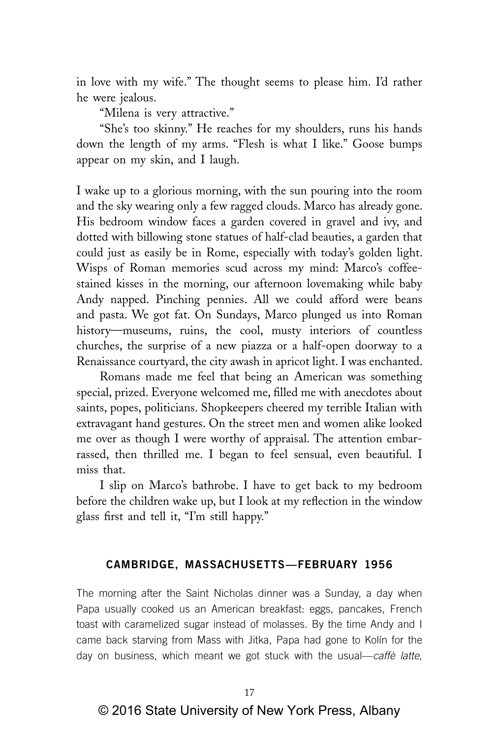in love with my wife." The thought seems to please him. I'd rather he were jealous.

"Milena is very attractive."

"She's too skinny." He reaches for my shoulders, runs his hands down the length of my arms. "Flesh is what I like." Goose bumps appear on my skin, and I laugh.

I wake up to a glorious morning, with the sun pouring into the room and the sky wearing only a few ragged clouds. Marco has already gone. His bedroom window faces a garden covered in gravel and ivy, and dotted with billowing stone statues of half-clad beauties, a garden that could just as easily be in Rome, especially with today's golden light. Wisps of Roman memories scud across my mind: Marco's coffee-stained kisses in the morning, our afternoon lovemaking while baby Andy napped. Pinching pennies. All we could afford were beans and pasta. We got fat. On Sundays, Marco plunged us into Roman history—museums, ruins, the cool, musty interiors of countless churches, the surprise of a new piazza or a half-open doorway to a Renaissance courtyard, the city awash in apricot light. I was enchanted.

Romans made me feel that being an American was something special, prized. Everyone welcomed me, filled me with anecdotes about saints, popes, politicians. Shopkeepers cheered my terrible Italian with extravagant hand gestures. On the street men and women alike looked me over as though I were worthy of appraisal. The attention embarrassed, then thrilled me. I began to feel sensual, even beautiful. I miss that.

I slip on Marco's bathrobe. I have to get back to my bedroom before the children wake up, but I look at my reflection in the window glass first and tell it, "I'm still happy."

## CAMBRIDGE, MASSACHUSETTS—FEBRUARY 1956

The morning after the Saint Nicholas dinner was a Sunday, a day when Papa usually cooked us an American breakfast: eggs, pancakes, French toast with caramelized sugar instead of molasses. By the time Andy and I came back starving from Mass with Jitka, Papa had gone to Kolín for the day on business, which meant we got stuck with the usual—*caffè latte*,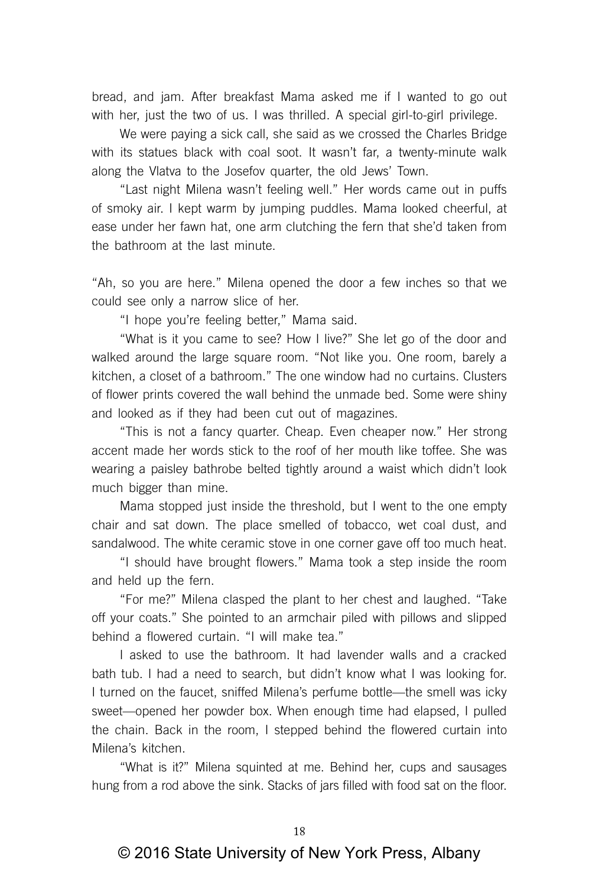bread, and jam. After breakfast Mama asked me if I wanted to go out with her, just the two of us. I was thrilled. A special girl-to-girl privilege.

We were paying a sick call, she said as we crossed the Charles Bridge with its statues black with coal soot. It wasn't far, a twenty-minute walk along the Vlatva to the Josefov quarter, the old Jews' Town.

"Last night Milena wasn't feeling well." Her words came out in puffs of smoky air. I kept warm by jumping puddles. Mama looked cheerful, at ease under her fawn hat, one arm clutching the fern that she'd taken from the bathroom at the last minute.

"Ah, so you are here." Milena opened the door a few inches so that we could see only a narrow slice of her.

"I hope you're feeling better," Mama said.

"What is it you came to see? How I live?" She let go of the door and walked around the large square room. "Not like you. One room, barely a kitchen, a closet of a bathroom." The one window had no curtains. Clusters of flower prints covered the wall behind the unmade bed. Some were shiny and looked as if they had been cut out of magazines.

"This is not a fancy quarter. Cheap. Even cheaper now." Her strong accent made her words stick to the roof of her mouth like toffee. She was wearing a paisley bathrobe belted tightly around a waist which didn't look much bigger than mine.

Mama stopped just inside the threshold, but I went to the one empty chair and sat down. The place smelled of tobacco, wet coal dust, and sandalwood. The white ceramic stove in one corner gave off too much heat.

"I should have brought flowers." Mama took a step inside the room and held up the fern.

"For me?" Milena clasped the plant to her chest and laughed. "Take off your coats." She pointed to an armchair piled with pillows and slipped behind a flowered curtain. "I will make tea."

I asked to use the bathroom. It had lavender walls and a cracked bath tub. I had a need to search, but didn't know what I was looking for. I turned on the faucet, sniffed Milena's perfume bottle—the smell was icky sweet—opened her powder box. When enough time had elapsed, I pulled the chain. Back in the room, I stepped behind the flowered curtain into Milena's kitchen.

"What is it?" Milena squinted at me. Behind her, cups and sausages hung from a rod above the sink. Stacks of jars filled with food sat on the floor.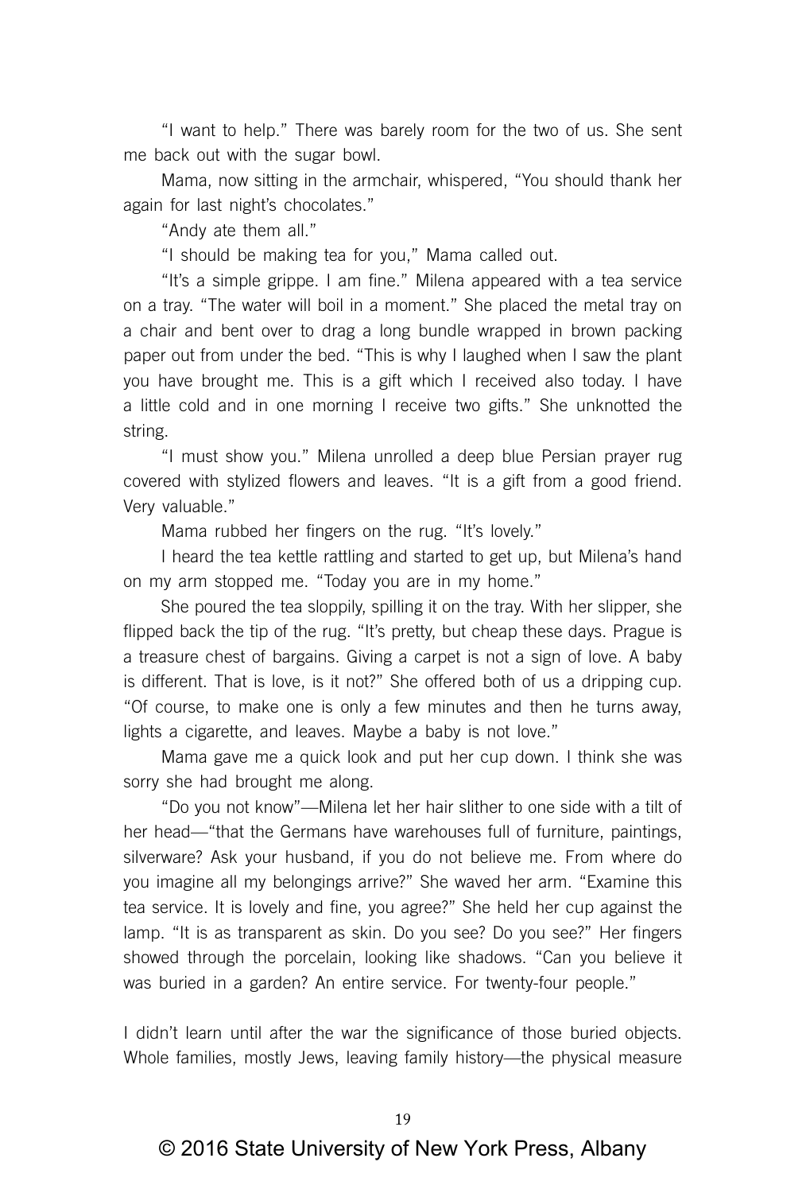"I want to help." There was barely room for the two of us. She sent me back out with the sugar bowl.

Mama, now sitting in the armchair, whispered, "You should thank her again for last night's chocolates."

"Andy ate them all."

"I should be making tea for you," Mama called out.

"It's a simple grippe. I am fine." Milena appeared with a tea service on a tray. "The water will boil in a moment." She placed the metal tray on a chair and bent over to drag a long bundle wrapped in brown packing paper out from under the bed. "This is why I laughed when I saw the plant you have brought me. This is a gift which I received also today. I have a little cold and in one morning I receive two gifts." She unknotted the string.

"I must show you." Milena unrolled a deep blue Persian prayer rug covered with stylized flowers and leaves. "It is a gift from a good friend. Very valuable."

Mama rubbed her fingers on the rug. "It's lovely."

I heard the tea kettle rattling and started to get up, but Milena's hand on my arm stopped me. "Today you are in my home."

She poured the tea sloppily, spilling it on the tray. With her slipper, she flipped back the tip of the rug. "It's pretty, but cheap these days. Prague is a treasure chest of bargains. Giving a carpet is not a sign of love. A baby is different. That is love, is it not?" She offered both of us a dripping cup. "Of course, to make one is only a few minutes and then he turns away, lights a cigarette, and leaves. Maybe a baby is not love."

Mama gave me a quick look and put her cup down. I think she was sorry she had brought me along.

"Do you not know"—Milena let her hair slither to one side with a tilt of her head—"that the Germans have warehouses full of furniture, paintings, silverware? Ask your husband, if you do not believe me. From where do you imagine all my belongings arrive?" She waved her arm. "Examine this tea service. It is lovely and fine, you agree?" She held her cup against the lamp. "It is as transparent as skin. Do you see? Do you see?" Her fingers showed through the porcelain, looking like shadows. "Can you believe it was buried in a garden? An entire service. For twenty-four people."

I didn't learn until after the war the significance of those buried objects. Whole families, mostly Jews, leaving family history—the physical measure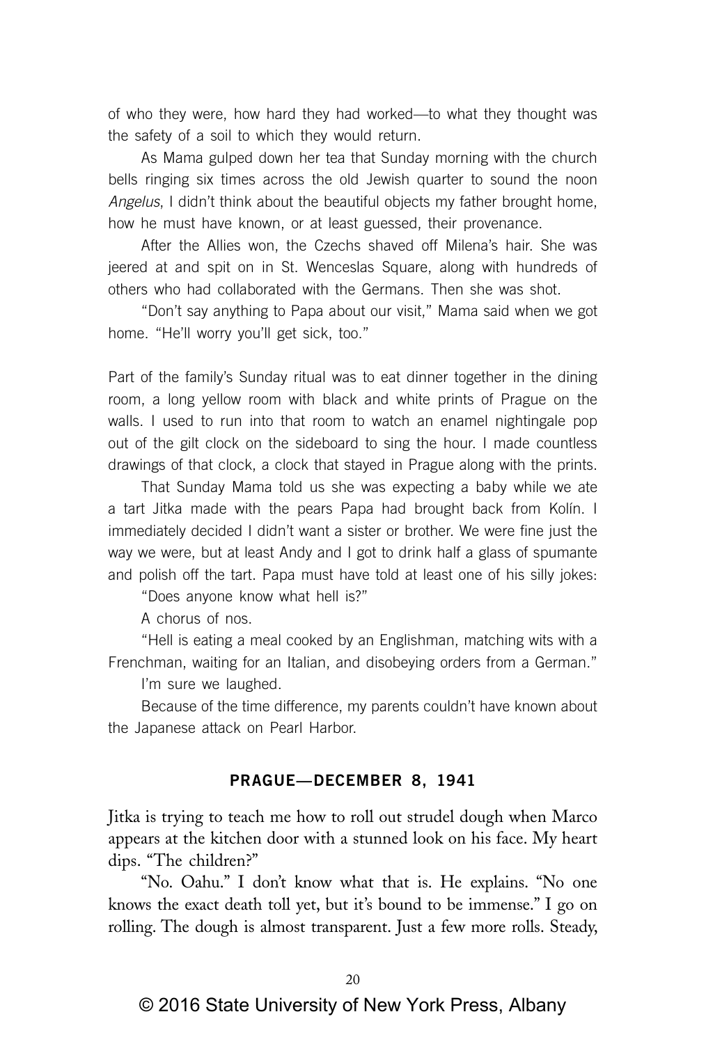of who they were, how hard they had worked—to what they thought was the safety of a soil to which they would return.

As Mama gulped down her tea that Sunday morning with the church bells ringing six times across the old Jewish quarter to sound the noon *Angelus*, I didn't think about the beautiful objects my father brought home, how he must have known, or at least guessed, their provenance.

After the Allies won, the Czechs shaved off Milena's hair. She was jeered at and spit on in St. Wenceslas Square, along with hundreds of others who had collaborated with the Germans. Then she was shot.

"Don't say anything to Papa about our visit," Mama said when we got home. "He'll worry you'll get sick, too."

Part of the family's Sunday ritual was to eat dinner together in the dining room, a long yellow room with black and white prints of Prague on the walls. I used to run into that room to watch an enamel nightingale pop out of the gilt clock on the sideboard to sing the hour. I made countless drawings of that clock, a clock that stayed in Prague along with the prints.

That Sunday Mama told us she was expecting a baby while we ate a tart Jitka made with the pears Papa had brought back from Kolín. I immediately decided I didn't want a sister or brother. We were fine just the way we were, but at least Andy and I got to drink half a glass of spumante and polish off the tart. Papa must have told at least one of his silly jokes:

"Does anyone know what hell is?"

A chorus of nos.

"Hell is eating a meal cooked by an Englishman, matching wits with a Frenchman, waiting for an Italian, and disobeying orders from a German."

I'm sure we laughed.

Because of the time difference, my parents couldn't have known about the Japanese attack on Pearl Harbor.

### PRAGUE—DECEMBER 8, 1941

Jitka is trying to teach me how to roll out strudel dough when Marco appears at the kitchen door with a stunned look on his face. My heart dips. "The children?"

"No. Oahu." I don't know what that is. He explains. "No one knows the exact death toll yet, but it's bound to be immense." I go on rolling. The dough is almost transparent. Just a few more rolls. Steady,

© 2016 State University of New York Press, Albany